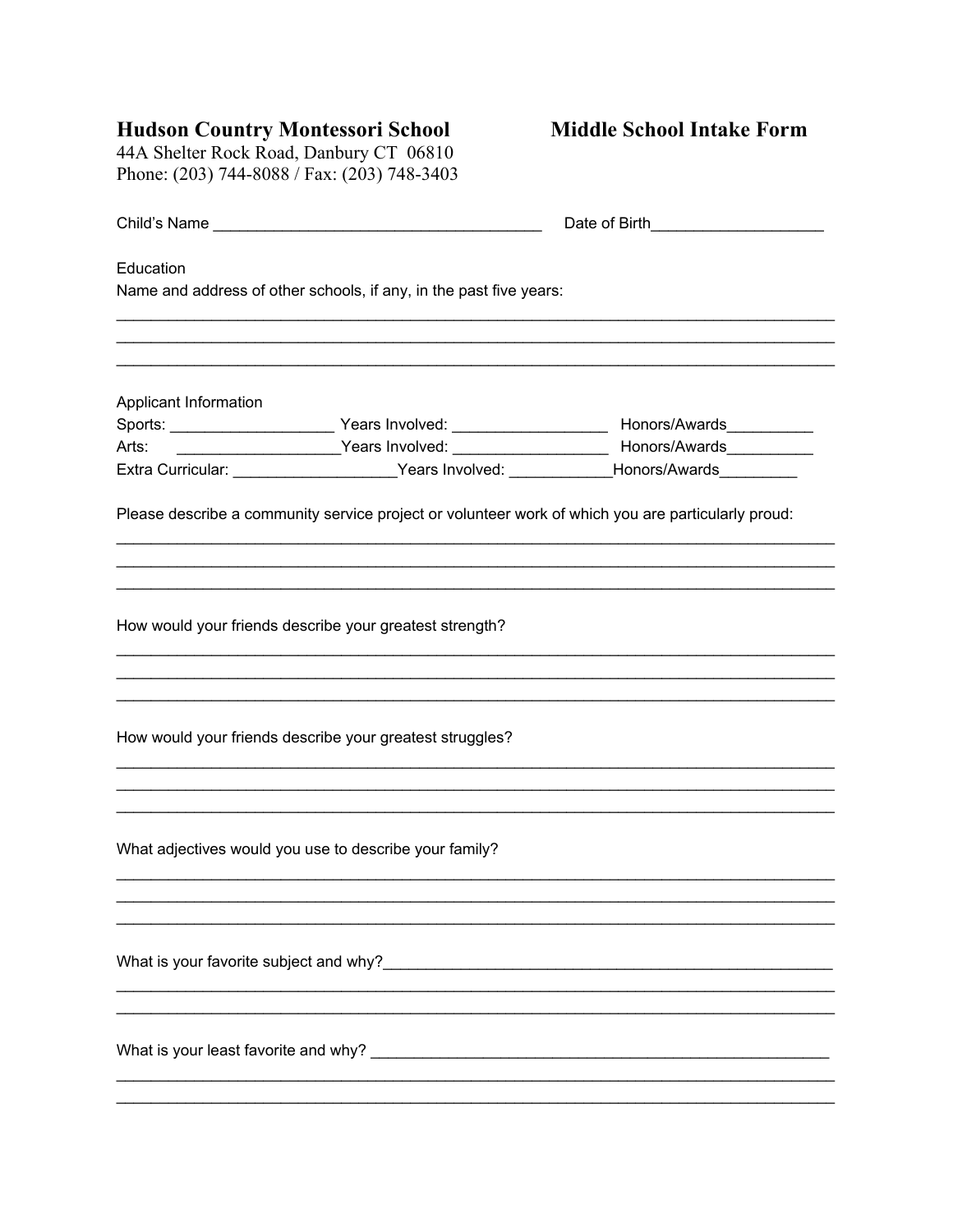**Hudson Country Montessori School** **Middle School Intake Form**

44A Shelter Rock Road, Danbury CT 06810
Phone: (203) 744-8088 / Fax: (203) 748-3403

Child's Name ______________________________________ Date of Birth____________________

Education
Name and address of other schools, if any, in the past five years:

_______________________________________________________________________________
_______________________________________________________________________________
_______________________________________________________________________________

Applicant Information
Sports: ___________________ Years Involved: __________________ Honors/Awards__________
Arts: ___________________Years Involved: __________________ Honors/Awards__________
Extra Curricular: ___________________Years Involved: ____________Honors/Awards_________

Please describe a community service project or volunteer work of which you are particularly proud:

_______________________________________________________________________________
_______________________________________________________________________________
_______________________________________________________________________________

How would your friends describe your greatest strength?

_______________________________________________________________________________
_______________________________________________________________________________
_______________________________________________________________________________

How would your friends describe your greatest struggles?

_______________________________________________________________________________
_______________________________________________________________________________
_______________________________________________________________________________

What adjectives would you use to describe your family?

_______________________________________________________________________________
_______________________________________________________________________________
_______________________________________________________________________________

What is your favorite subject and why?________________________________________________________
_______________________________________________________________________________
_______________________________________________________________________________

What is your least favorite and why? _________________________________________________________
_______________________________________________________________________________
_______________________________________________________________________________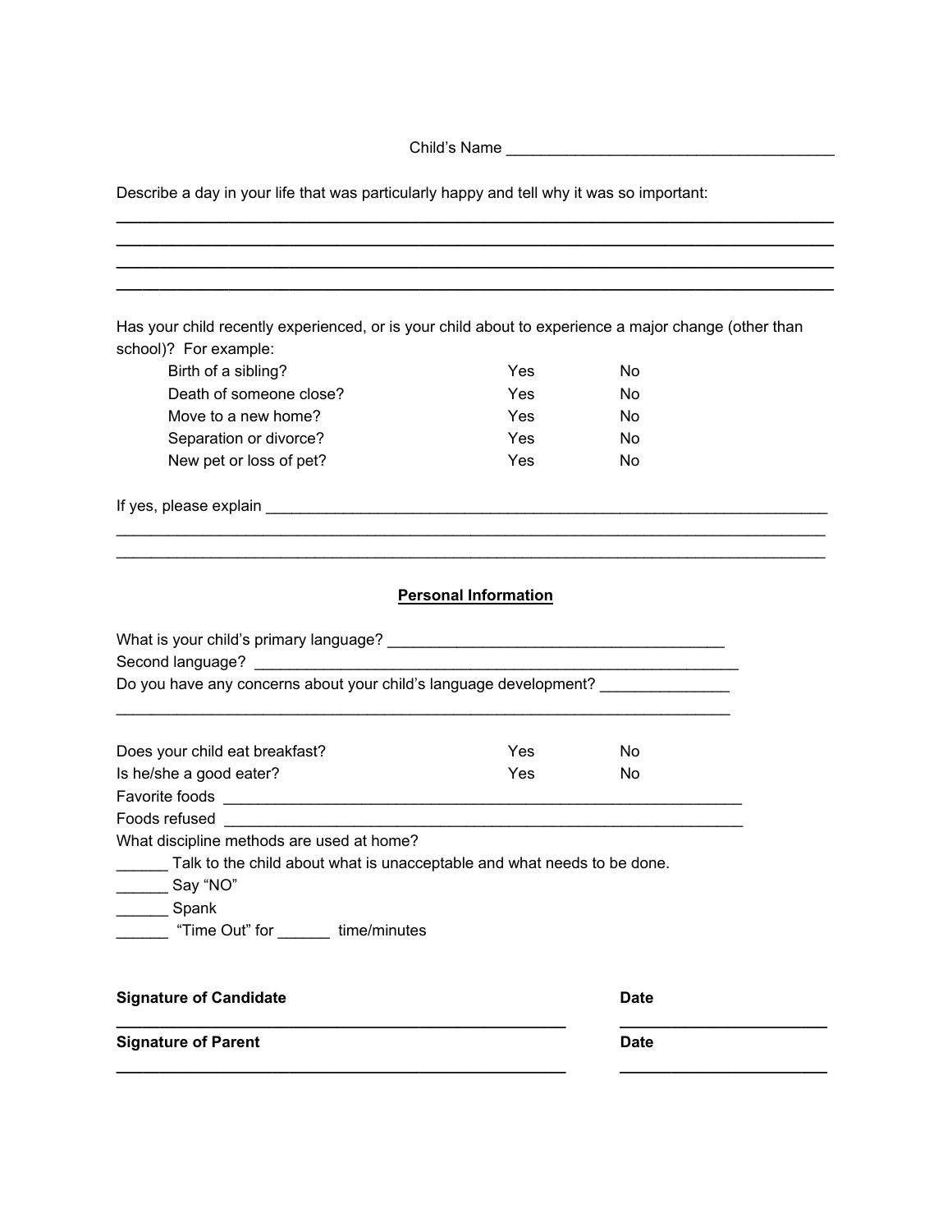Child's Name ______________________________________

Describe a day in your life that was particularly happy and tell why it was so important:

______________________________________________________________________________
______________________________________________________________________________
______________________________________________________________________________
______________________________________________________________________________

Has your child recently experienced, or is your child about to experience a major change (other than school)? For example:

| | | |
|---|---|---|
| Birth of a sibling? | Yes | No |
| Death of someone close? | Yes | No |
| Move to a new home? | Yes | No |
| Separation or divorce? | Yes | No |
| New pet or loss of pet? | Yes | No |

If yes, please explain ______________________________________________________________
______________________________________________________________________________
______________________________________________________________________________

## Personal Information

What is your child's primary language? ______________________________________

Second language? ______________________________________________________

Do you have any concerns about your child's language development? _______________
_________________________________________________________________________

| | | |
|---|---|---|
| Does your child eat breakfast? | Yes | No |
| Is he/she a good eater? | Yes | No |

Favorite foods ____________________________________________________________

Foods refused ____________________________________________________________

What discipline methods are used at home?

______ Talk to the child about what is unacceptable and what needs to be done.

______ Say "NO"

______ Spank

______ "Time Out" for ______ time/minutes

**Signature of Candidate** ______________________________ **Date** ______________

**Signature of Parent** ______________________________ **Date** ______________